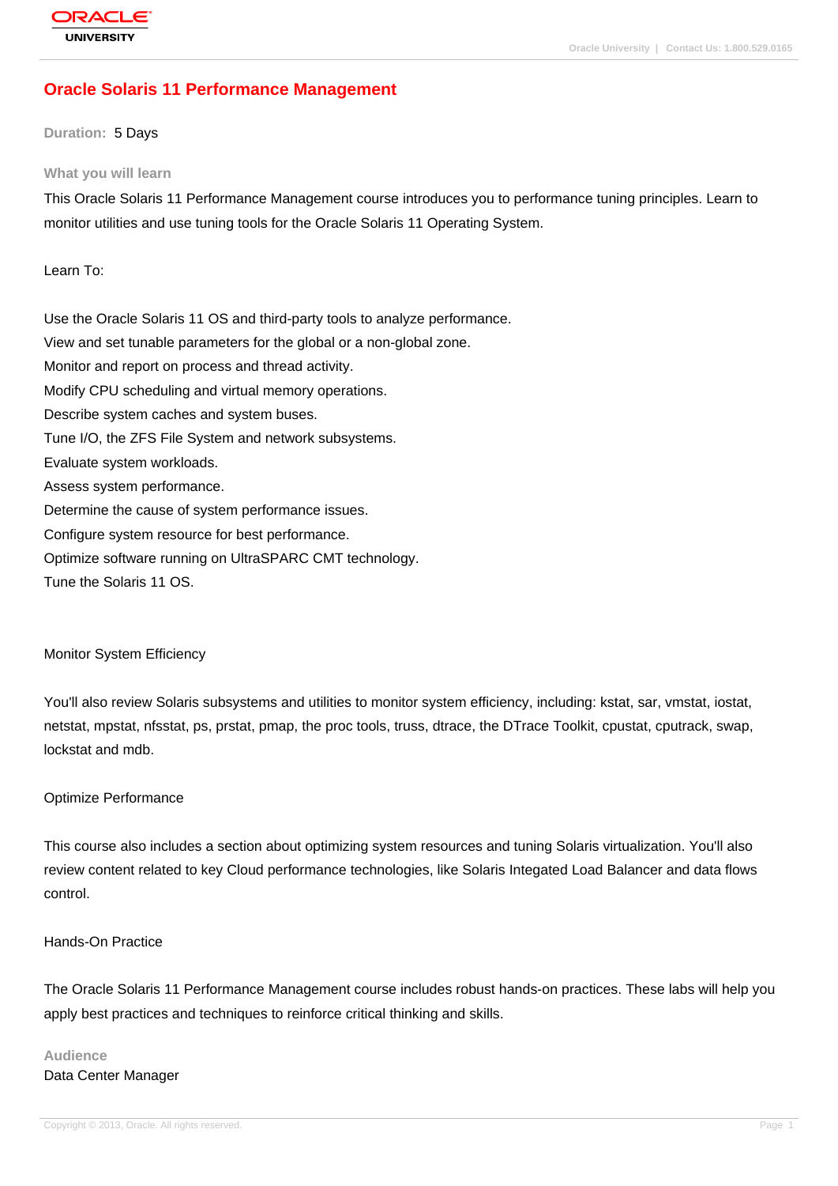# Oracle Solaris 11 Performance Management

**Duration:** 5 Days

## What you will learn

This Oracle Solaris 11 Performance Management course introduces you to performance tuning principles. Learn to monitor utilities and use tuning tools for the Oracle Solaris 11 Operating System.

Learn To:

Use the Oracle Solaris 11 OS and third-party tools to analyze performance.
View and set tunable parameters for the global or a non-global zone.
Monitor and report on process and thread activity.
Modify CPU scheduling and virtual memory operations.
Describe system caches and system buses.
Tune I/O, the ZFS File System and network subsystems.
Evaluate system workloads.
Assess system performance.
Determine the cause of system performance issues.
Configure system resource for best performance.
Optimize software running on UltraSPARC CMT technology.
Tune the Solaris 11 OS.

Monitor System Efficiency

You'll also review Solaris subsystems and utilities to monitor system efficiency, including: kstat, sar, vmstat, iostat, netstat, mpstat, nfsstat, ps, prstat, pmap, the proc tools, truss, dtrace, the DTrace Toolkit, cpustat, cputrack, swap, lockstat and mdb.

Optimize Performance

This course also includes a section about optimizing system resources and tuning Solaris virtualization. You'll also review content related to key Cloud performance technologies, like Solaris Integated Load Balancer and data flows control.

Hands-On Practice

The Oracle Solaris 11 Performance Management course includes robust hands-on practices. These labs will help you apply best practices and techniques to reinforce critical thinking and skills.

## Audience

Data Center Manager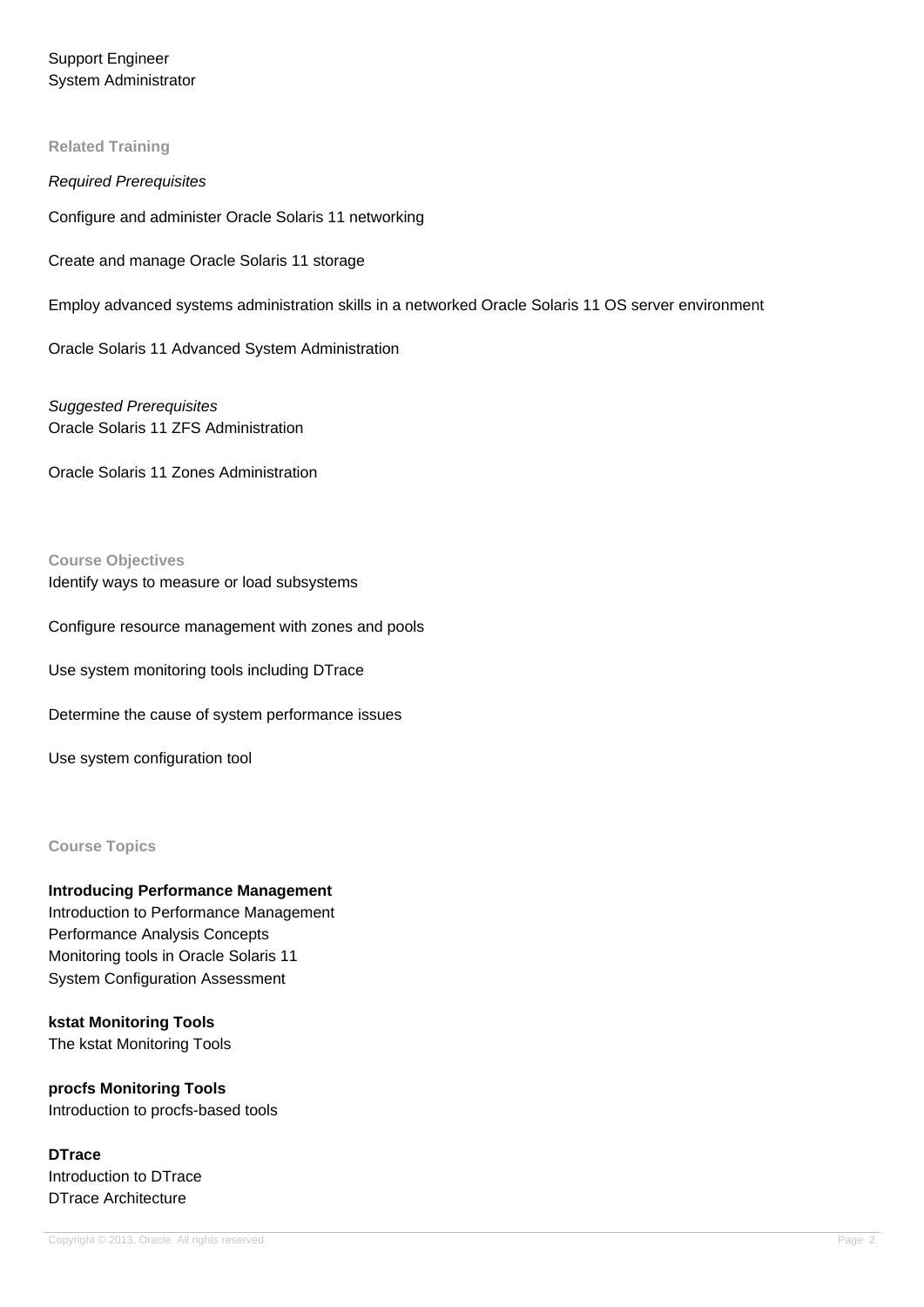Support Engineer
System Administrator

### Related Training

*Required Prerequisites*

Configure and administer Oracle Solaris 11 networking

Create and manage Oracle Solaris 11 storage

Employ advanced systems administration skills in a networked Oracle Solaris 11 OS server environment

Oracle Solaris 11 Advanced System Administration

*Suggested Prerequisites*
Oracle Solaris 11 ZFS Administration

Oracle Solaris 11 Zones Administration

### Course Objectives

Identify ways to measure or load subsystems

Configure resource management with zones and pools

Use system monitoring tools including DTrace

Determine the cause of system performance issues

Use system configuration tool

### Course Topics

**Introducing Performance Management**
Introduction to Performance Management
Performance Analysis Concepts
Monitoring tools in Oracle Solaris 11
System Configuration Assessment

**kstat Monitoring Tools**
The kstat Monitoring Tools

**procfs Monitoring Tools**
Introduction to procfs-based tools

**DTrace**
Introduction to DTrace
DTrace Architecture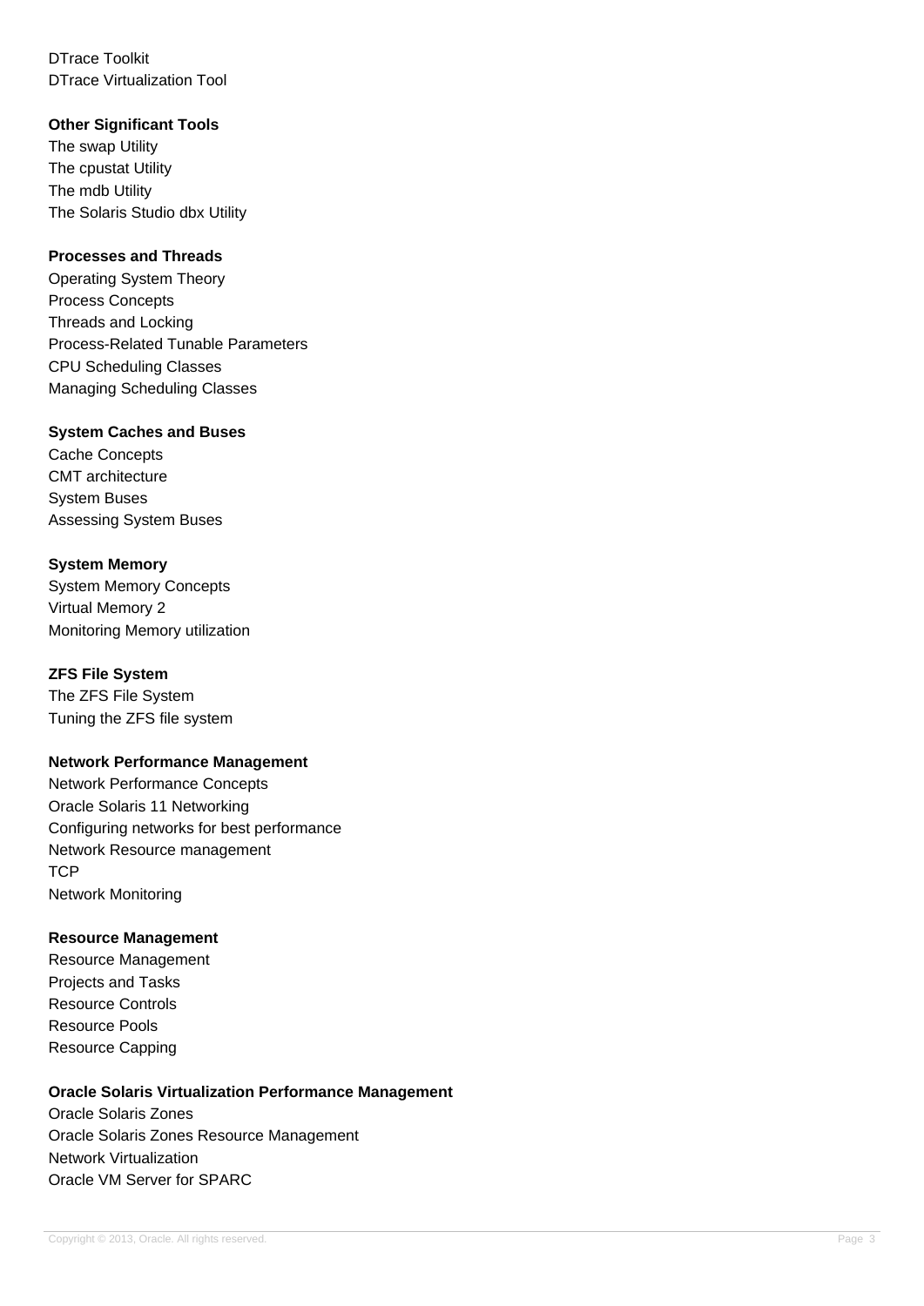DTrace Toolkit
DTrace Virtualization Tool

**Other Significant Tools**

The swap Utility
The cpustat Utility
The mdb Utility
The Solaris Studio dbx Utility

**Processes and Threads**

Operating System Theory
Process Concepts
Threads and Locking
Process-Related Tunable Parameters
CPU Scheduling Classes
Managing Scheduling Classes

**System Caches and Buses**

Cache Concepts
CMT architecture
System Buses
Assessing System Buses

**System Memory**

System Memory Concepts
Virtual Memory 2
Monitoring Memory utilization

**ZFS File System**

The ZFS File System
Tuning the ZFS file system

**Network Performance Management**

Network Performance Concepts
Oracle Solaris 11 Networking
Configuring networks for best performance
Network Resource management
TCP
Network Monitoring

**Resource Management**

Resource Management
Projects and Tasks
Resource Controls
Resource Pools
Resource Capping

**Oracle Solaris Virtualization Performance Management**

Oracle Solaris Zones
Oracle Solaris Zones Resource Management
Network Virtualization
Oracle VM Server for SPARC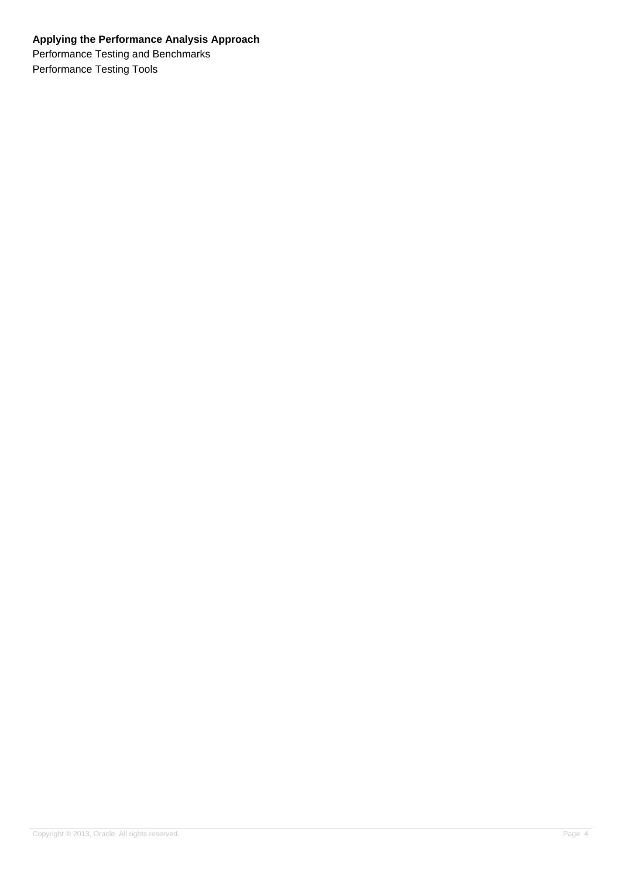**Applying the Performance Analysis Approach**

Performance Testing and Benchmarks

Performance Testing Tools